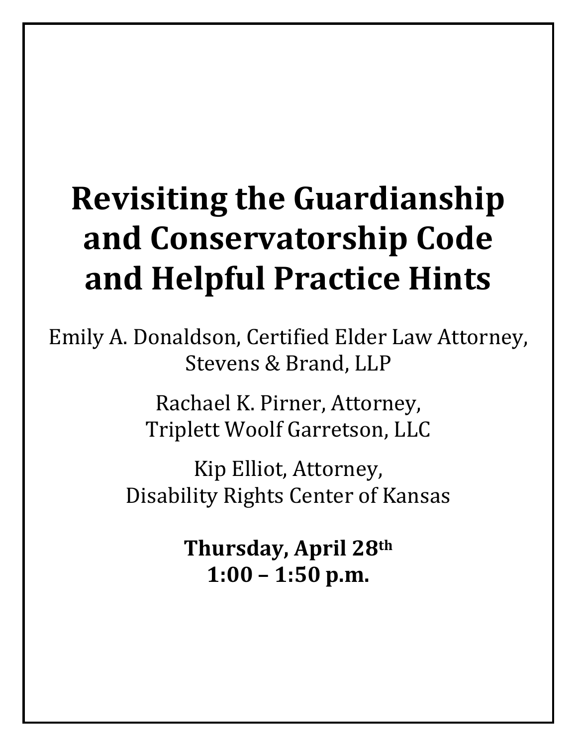# Revisiting the Guardianship and Conservatorship Code and Helpful Practice Hints

Emily A. Donaldson, Certified Elder Law Attorney, Stevens & Brand, LLP

Rachael K. Pirner, Attorney, Triplett Woolf Garretson, LLC

Kip Elliot, Attorney, Disability Rights Center of Kansas

**Thursday, April 28th**
**1:00 – 1:50 p.m.**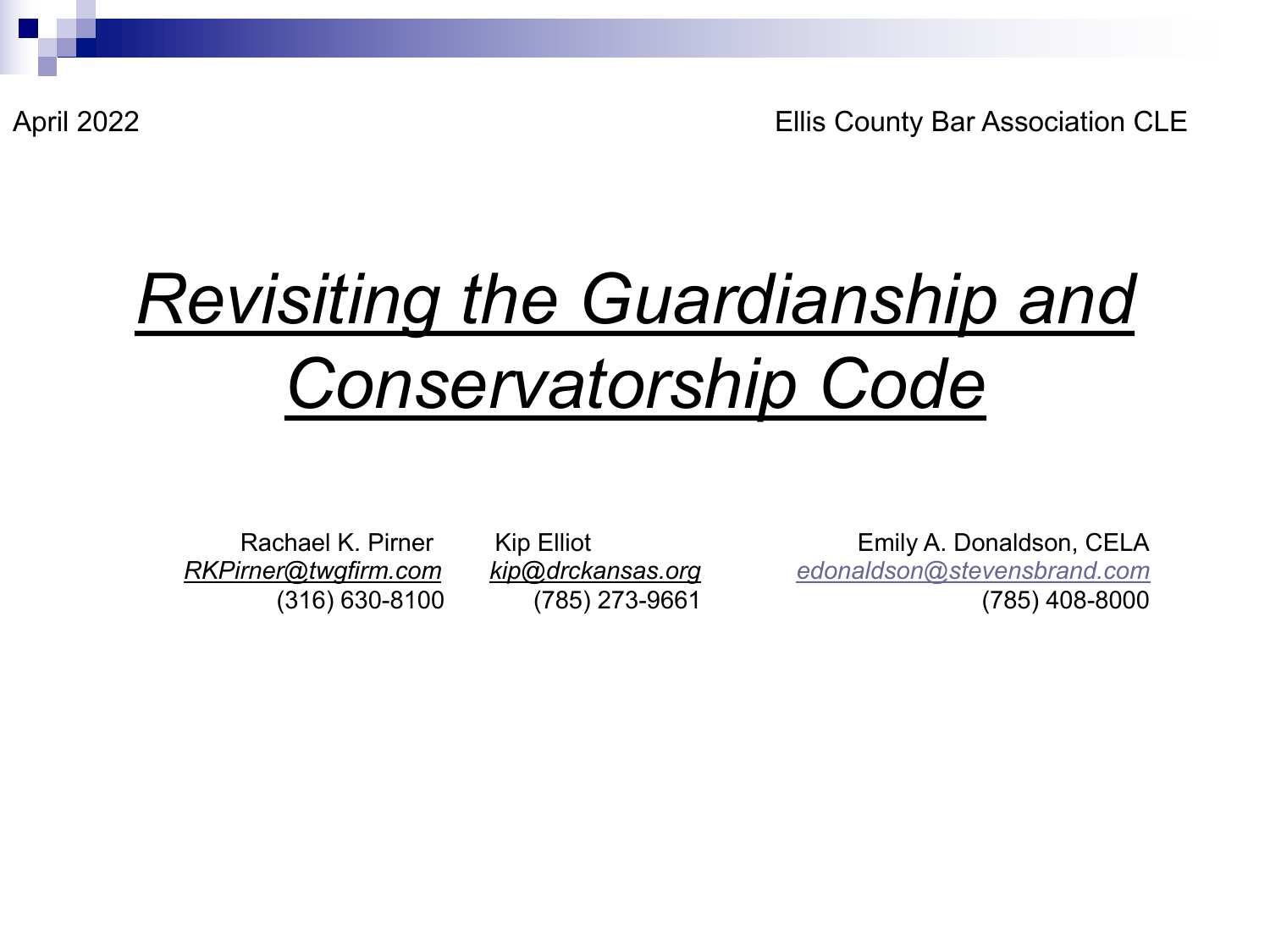April 2022

Ellis County Bar Association CLE

# *Revisiting the Guardianship and Conservatorship Code*

Rachael K. Pirner
*RKPirner@twgfirm.com*
(316) 630-8100

Kip Elliot
*kip@drckansas.org*
(785) 273-9661

Emily A. Donaldson, CELA
*edonaldson@stevensbrand.com*
(785) 408-8000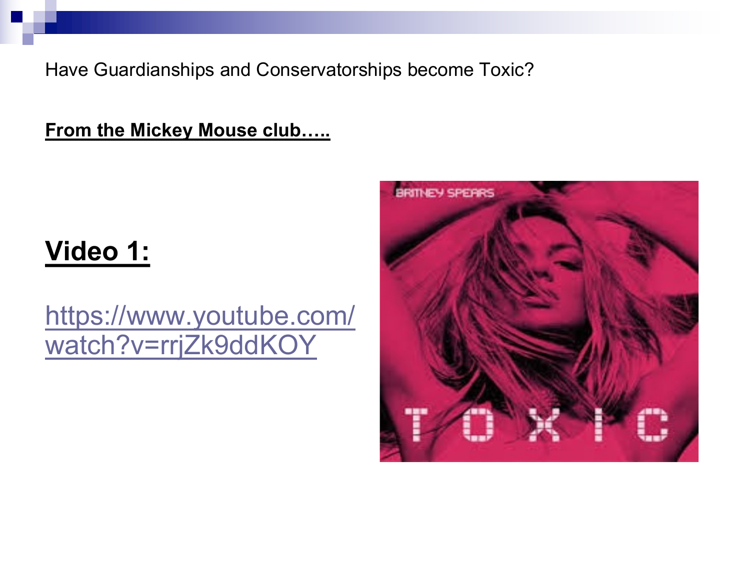Have Guardianships and Conservatorships become Toxic?

**From the Mickey Mouse club…..**

## **Video 1:**

https://www.youtube.com/watch?v=rrjZk9ddKOY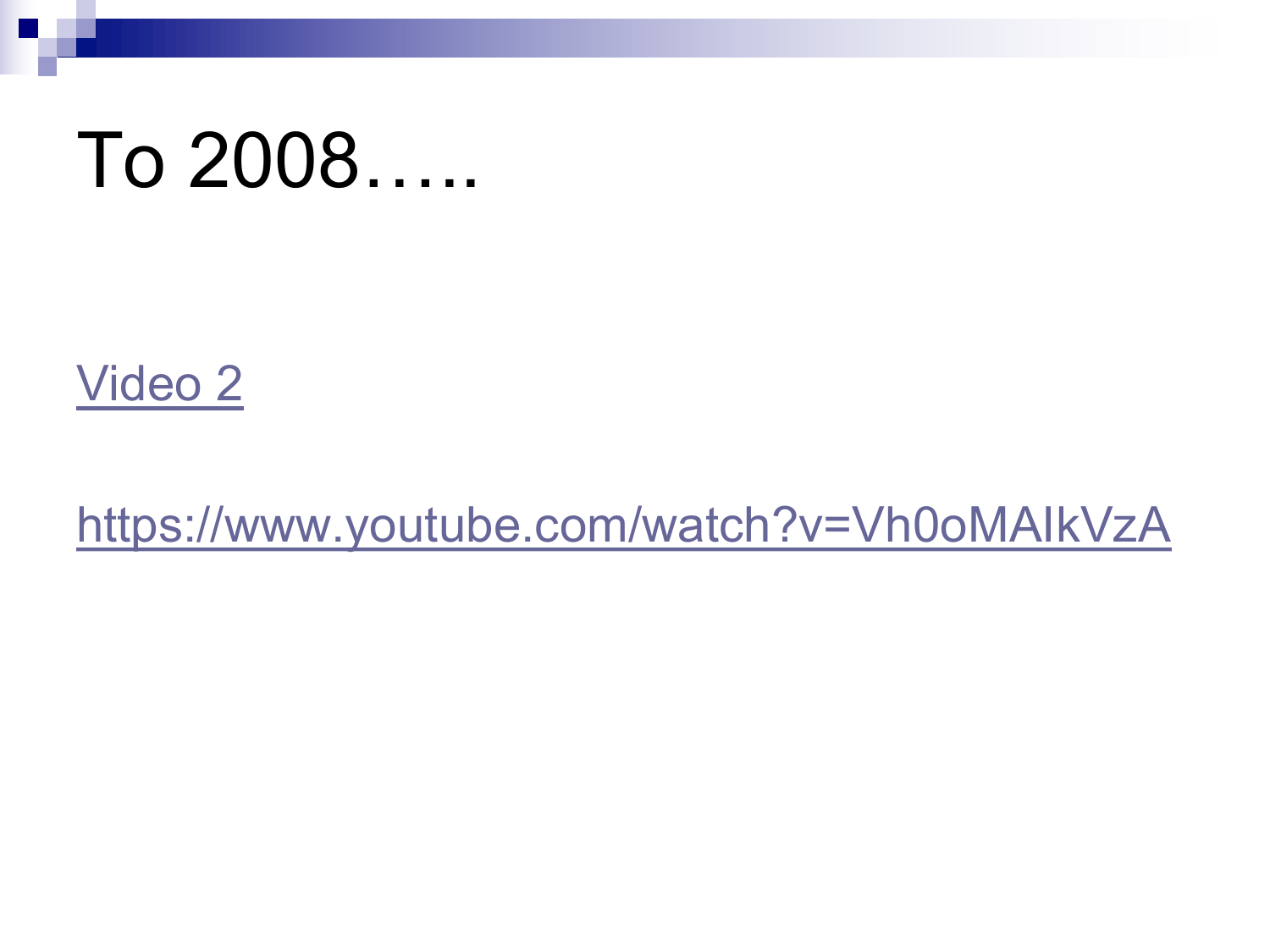# To 2008…..

Video 2

https://www.youtube.com/watch?v=Vh0oMAIkVzA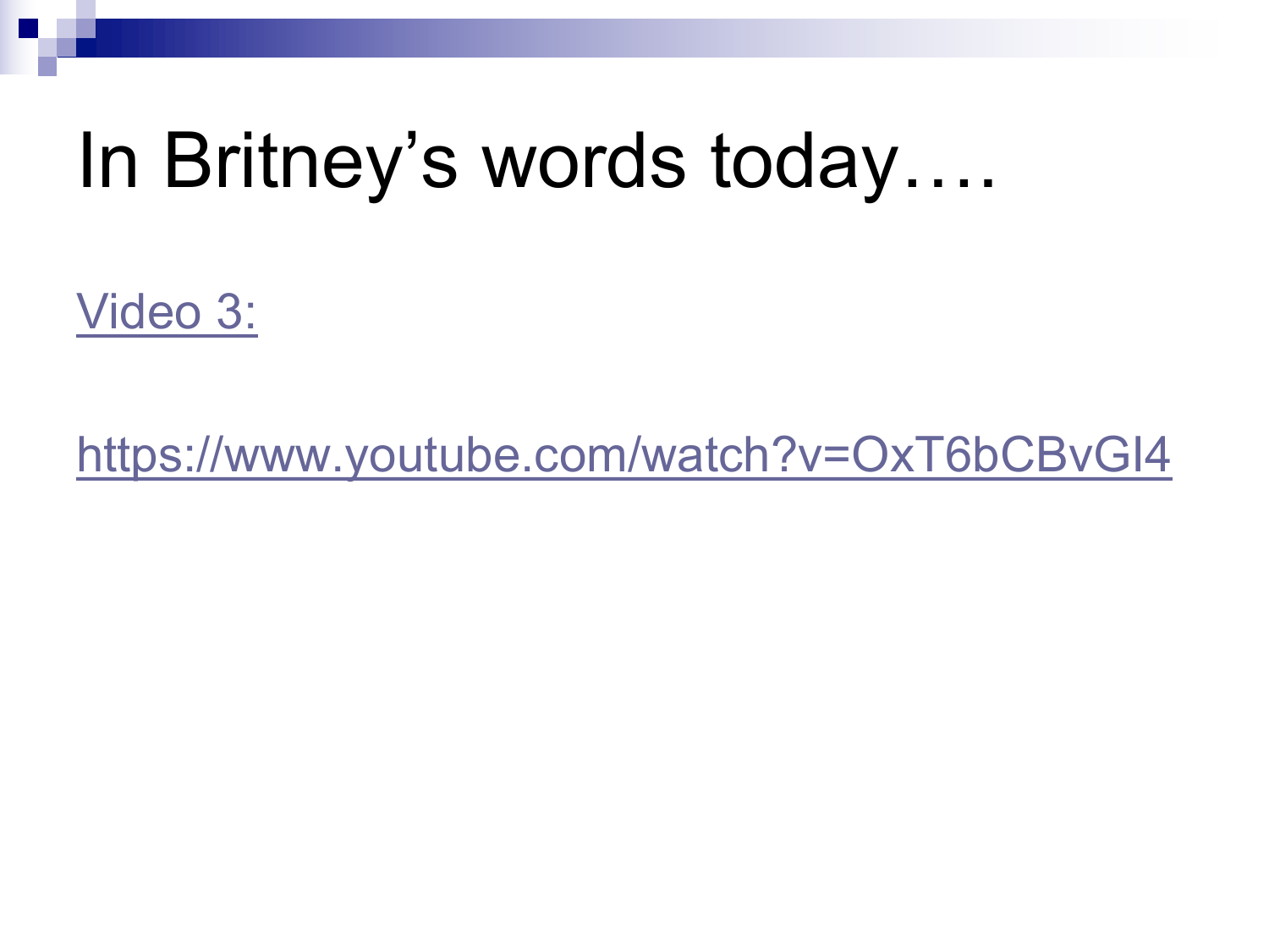# In Britney's words today….

Video 3:

https://www.youtube.com/watch?v=OxT6bCBvGI4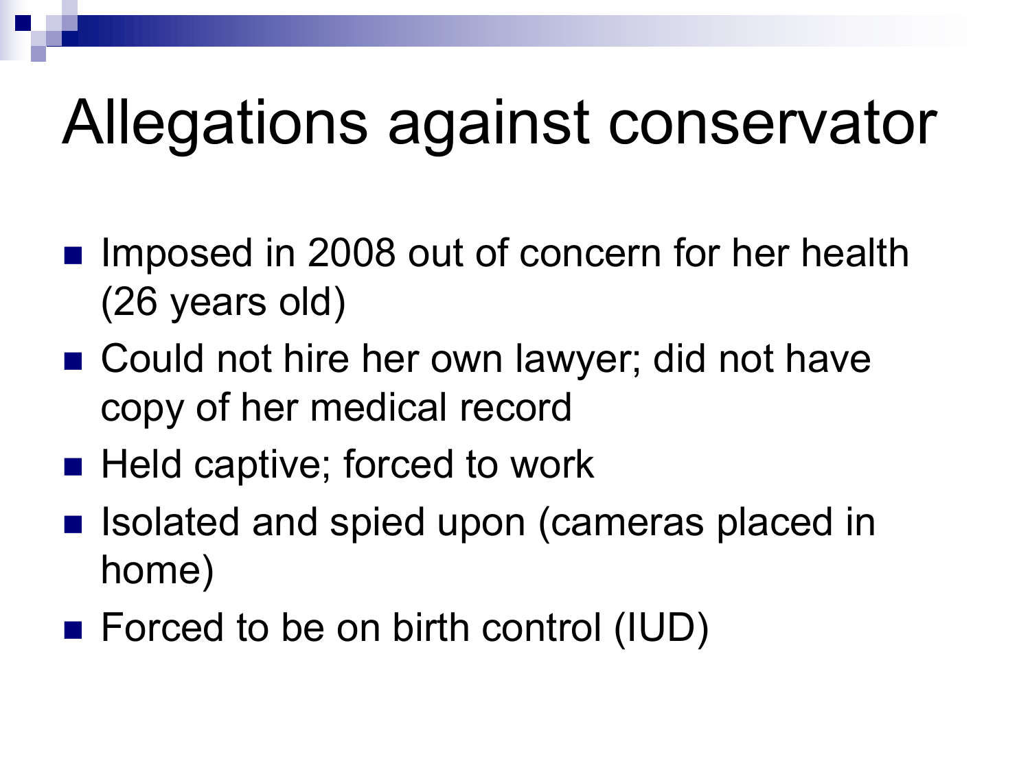# Allegations against conservator

- Imposed in 2008 out of concern for her health (26 years old)
- Could not hire her own lawyer; did not have copy of her medical record
- Held captive; forced to work
- Isolated and spied upon (cameras placed in home)
- Forced to be on birth control (IUD)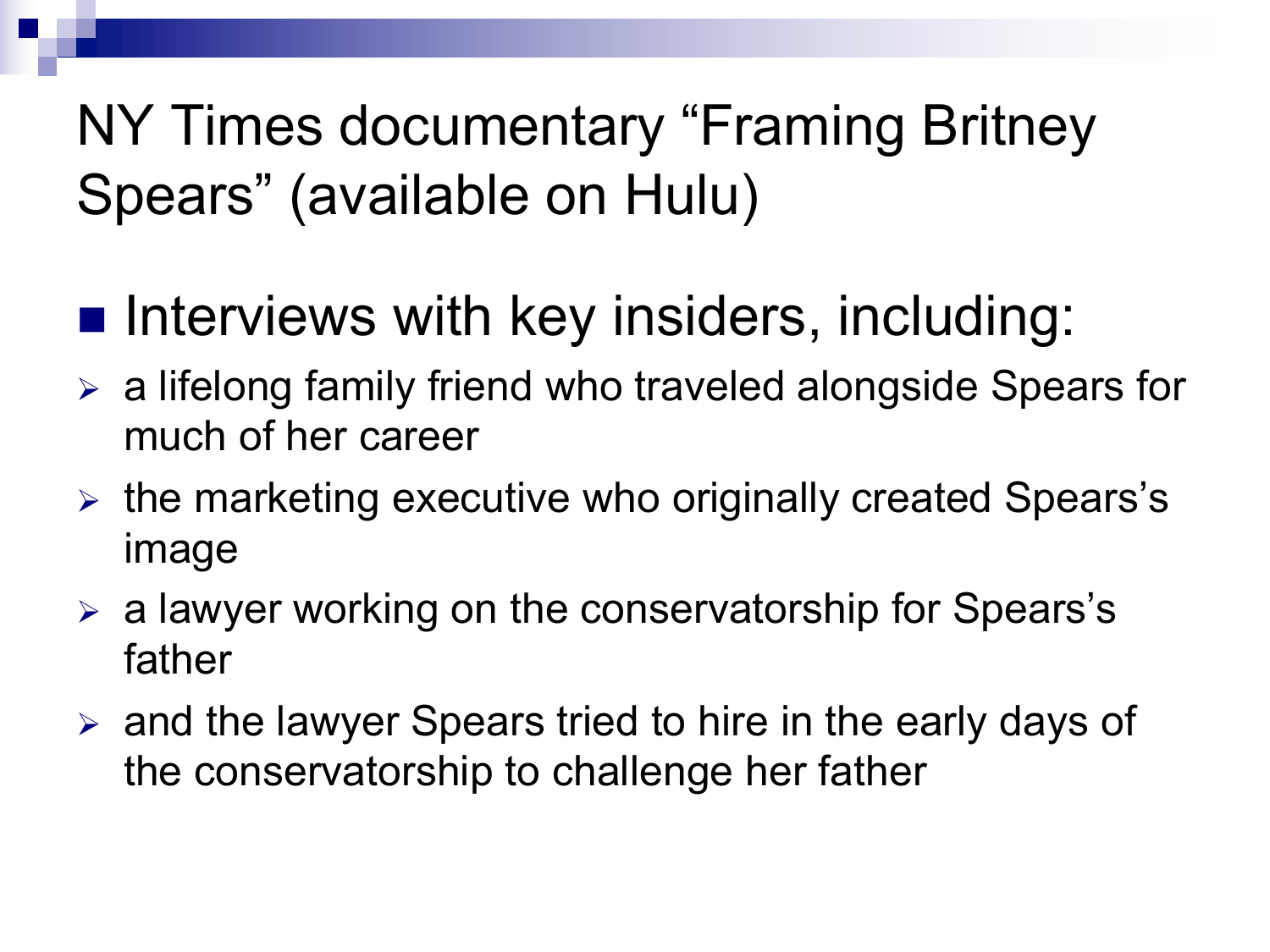# NY Times documentary “Framing Britney Spears” (available on Hulu)

- Interviews with key insiders, including:
  - a lifelong family friend who traveled alongside Spears for much of her career
  - the marketing executive who originally created Spears’s image
  - a lawyer working on the conservatorship for Spears’s father
  - and the lawyer Spears tried to hire in the early days of the conservatorship to challenge her father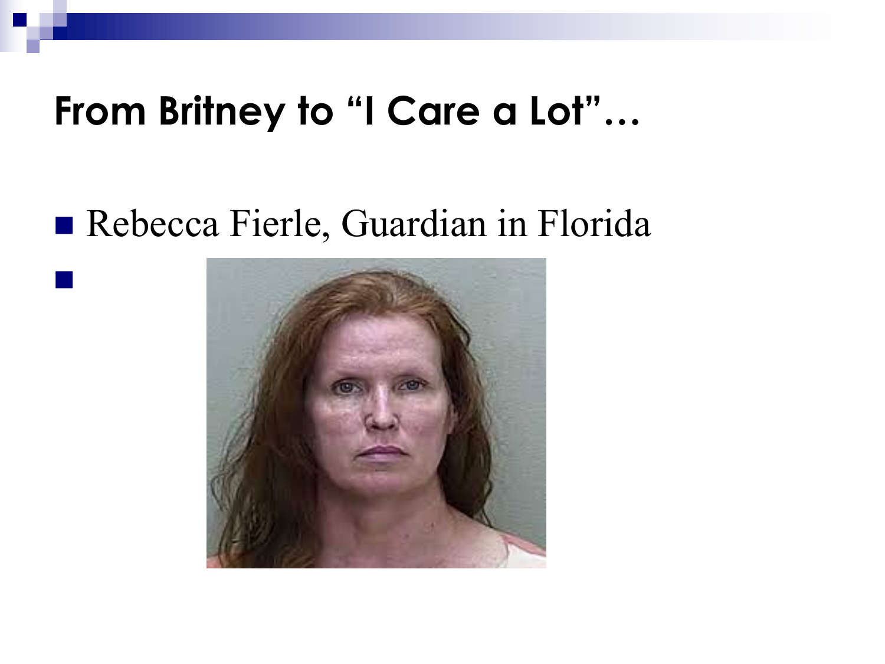# From Britney to “I Care a Lot”…

- Rebecca Fierle, Guardian in Florida
-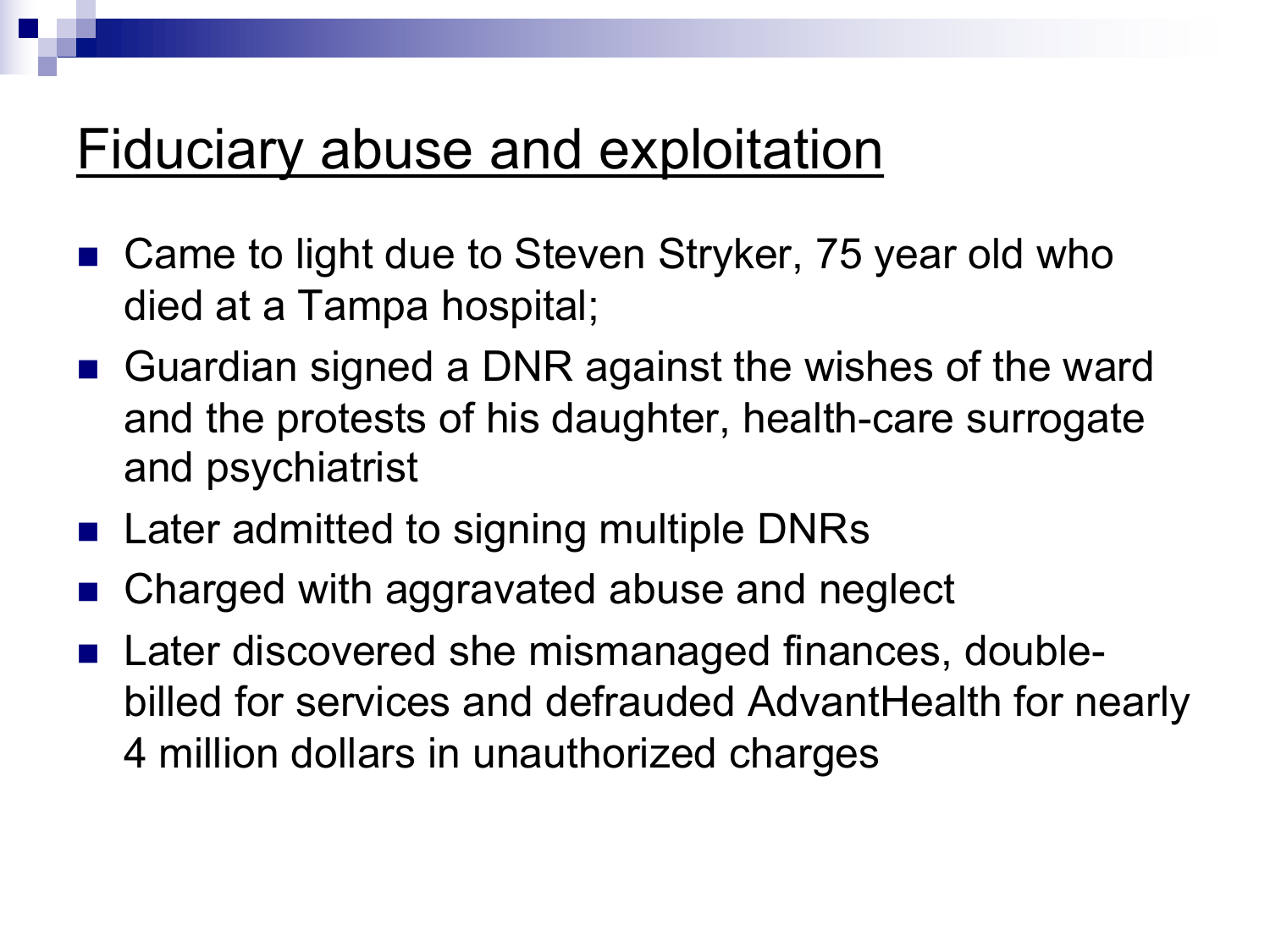# Fiduciary abuse and exploitation

- Came to light due to Steven Stryker, 75 year old who died at a Tampa hospital;
- Guardian signed a DNR against the wishes of the ward and the protests of his daughter, health-care surrogate and psychiatrist
- Later admitted to signing multiple DNRs
- Charged with aggravated abuse and neglect
- Later discovered she mismanaged finances, double-billed for services and defrauded AdvantHealth for nearly 4 million dollars in unauthorized charges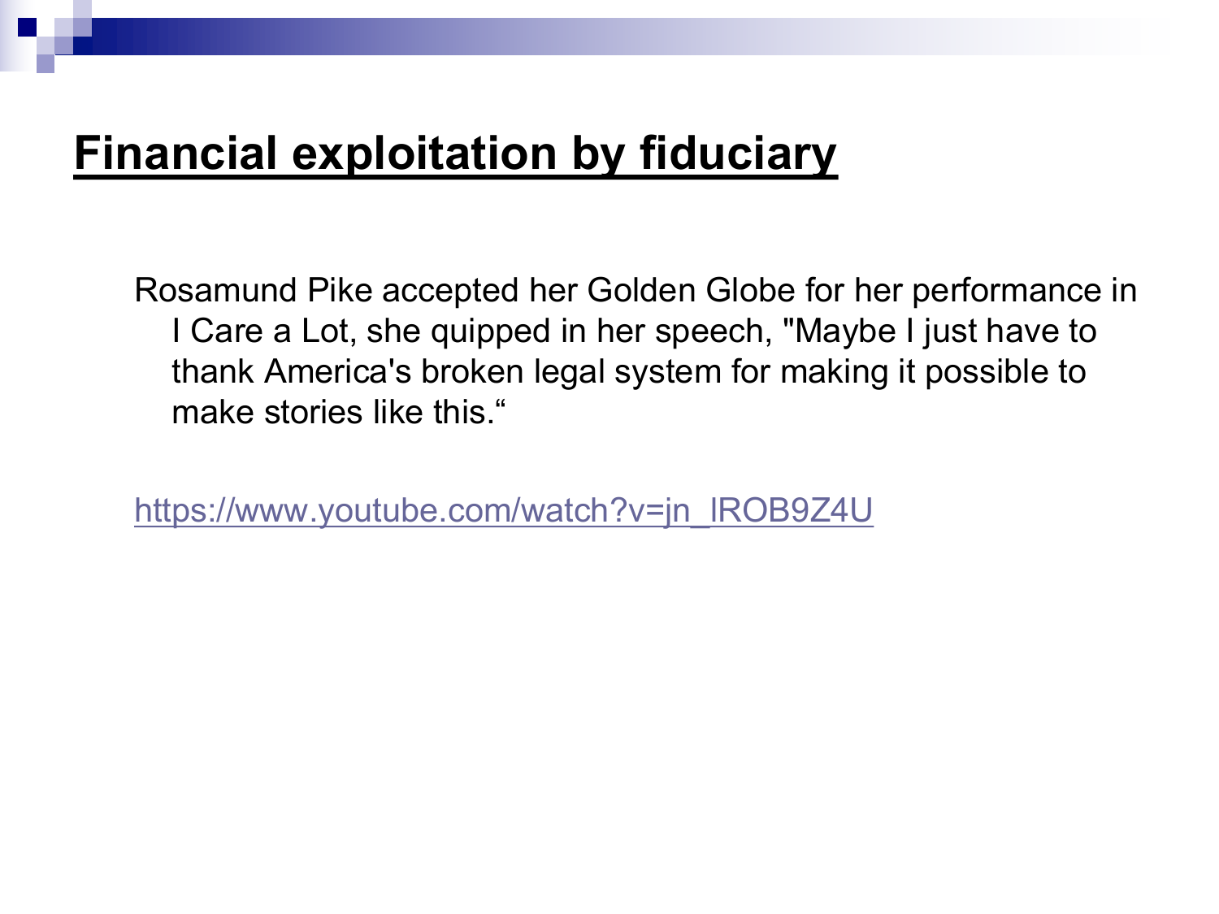# Financial exploitation by fiduciary

Rosamund Pike accepted her Golden Globe for her performance in I Care a Lot, she quipped in her speech, "Maybe I just have to thank America's broken legal system for making it possible to make stories like this.“

https://www.youtube.com/watch?v=jn_lROB9Z4U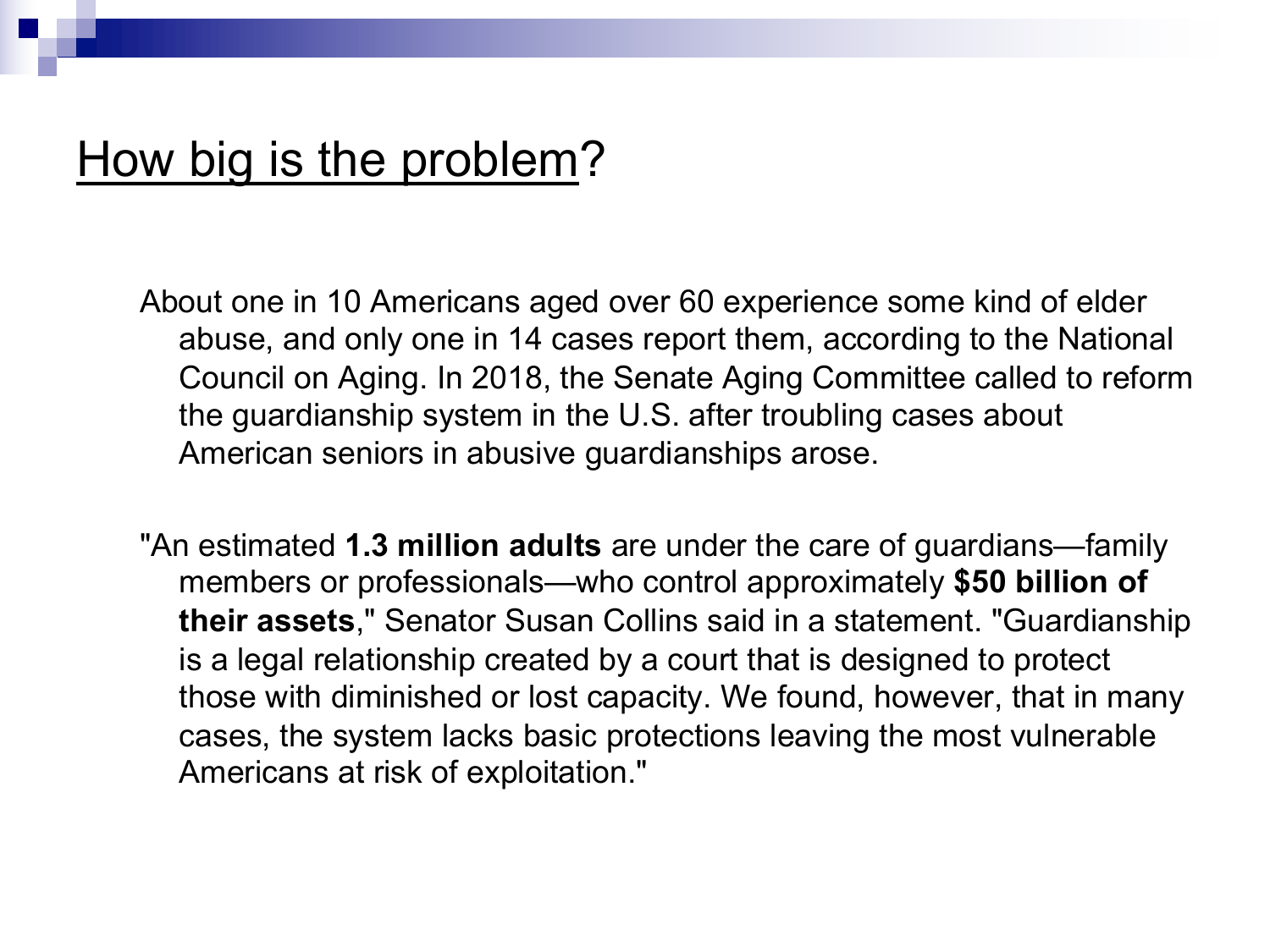## How big is the problem?

About one in 10 Americans aged over 60 experience some kind of elder abuse, and only one in 14 cases report them, according to the National Council on Aging. In 2018, the Senate Aging Committee called to reform the guardianship system in the U.S. after troubling cases about American seniors in abusive guardianships arose.

"An estimated **1.3 million adults** are under the care of guardians—family members or professionals—who control approximately **$50 billion of their assets**," Senator Susan Collins said in a statement. "Guardianship is a legal relationship created by a court that is designed to protect those with diminished or lost capacity. We found, however, that in many cases, the system lacks basic protections leaving the most vulnerable Americans at risk of exploitation."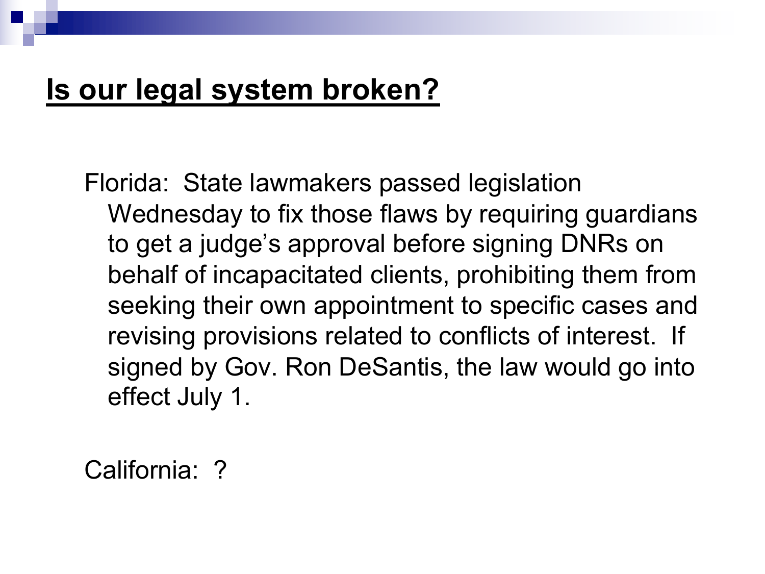## Is our legal system broken?

Florida: State lawmakers passed legislation Wednesday to fix those flaws by requiring guardians to get a judge's approval before signing DNRs on behalf of incapacitated clients, prohibiting them from seeking their own appointment to specific cases and revising provisions related to conflicts of interest. If signed by Gov. Ron DeSantis, the law would go into effect July 1.

California: ?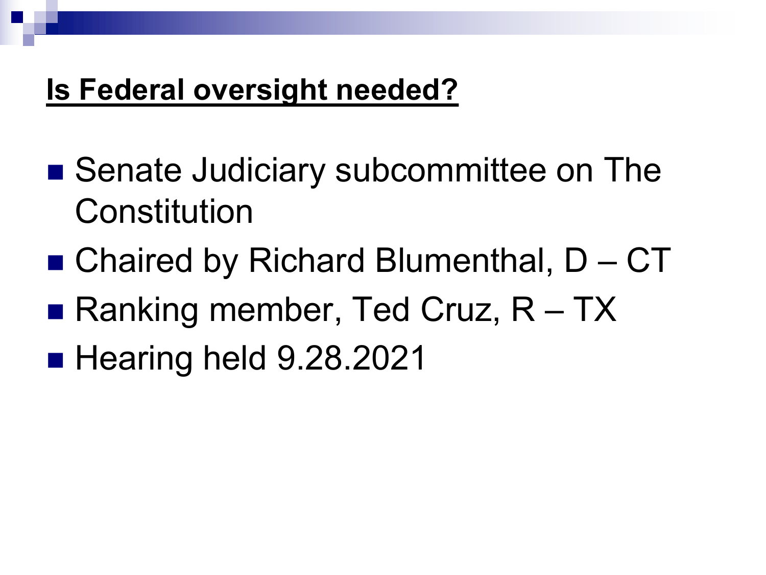## **Is Federal oversight needed?**

- Senate Judiciary subcommittee on The Constitution
- Chaired by Richard Blumenthal, D – CT
- Ranking member, Ted Cruz, R – TX
- Hearing held 9.28.2021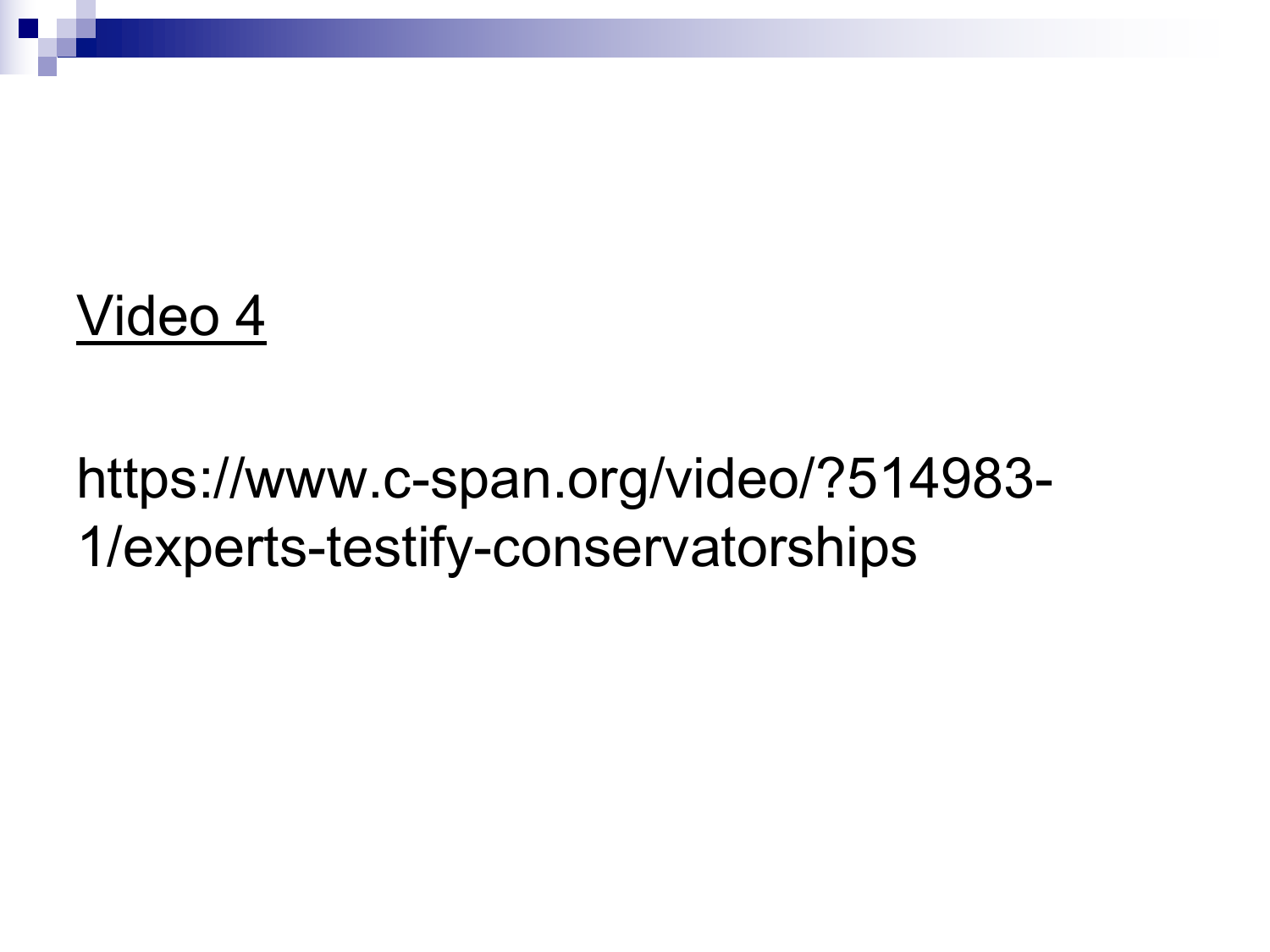Video 4

https://www.c-span.org/video/?514983-1/experts-testify-conservatorships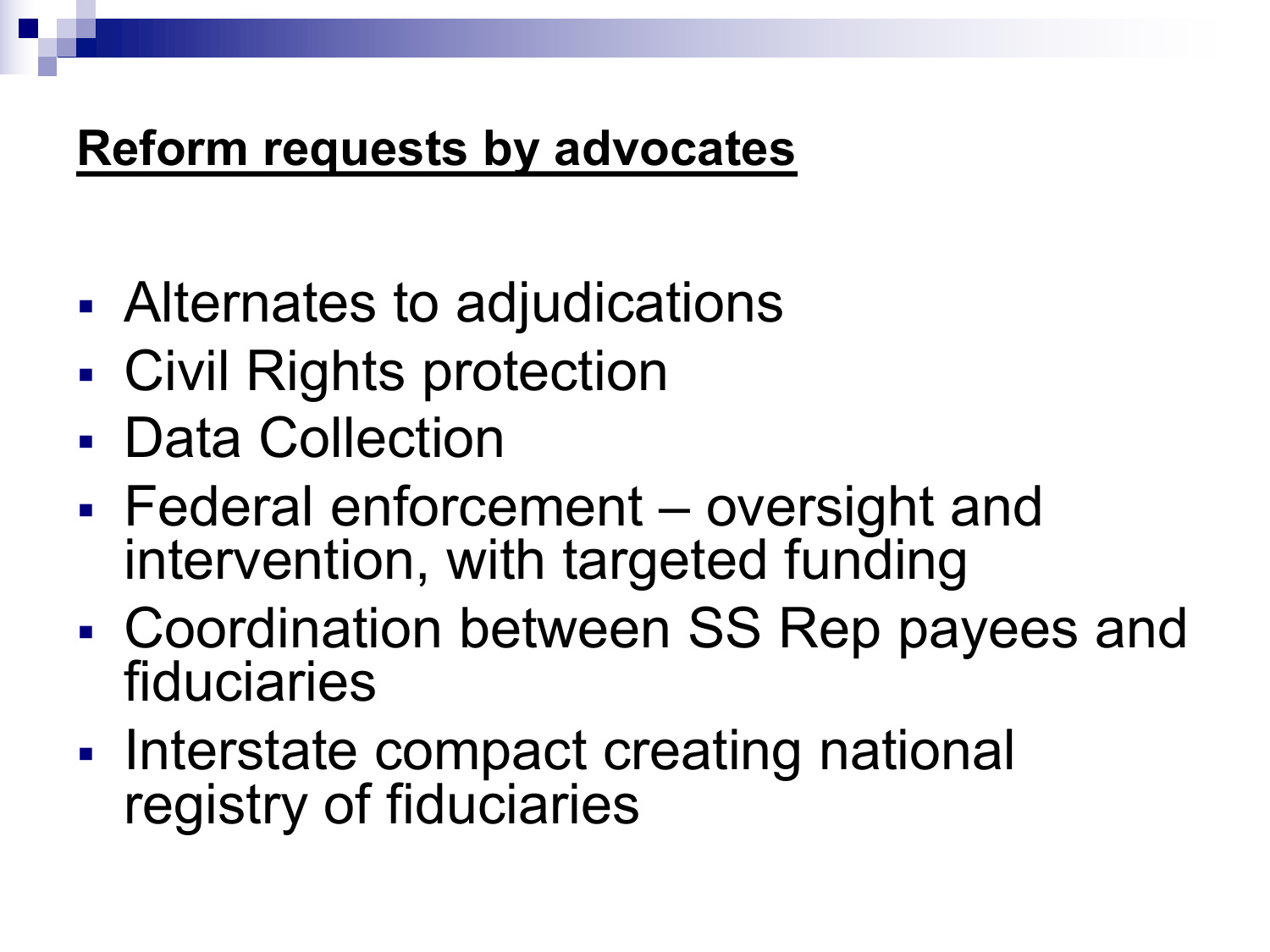## **Reform requests by advocates**

- Alternates to adjudications
- Civil Rights protection
- Data Collection
- Federal enforcement – oversight and intervention, with targeted funding
- Coordination between SS Rep payees and fiduciaries
- Interstate compact creating national registry of fiduciaries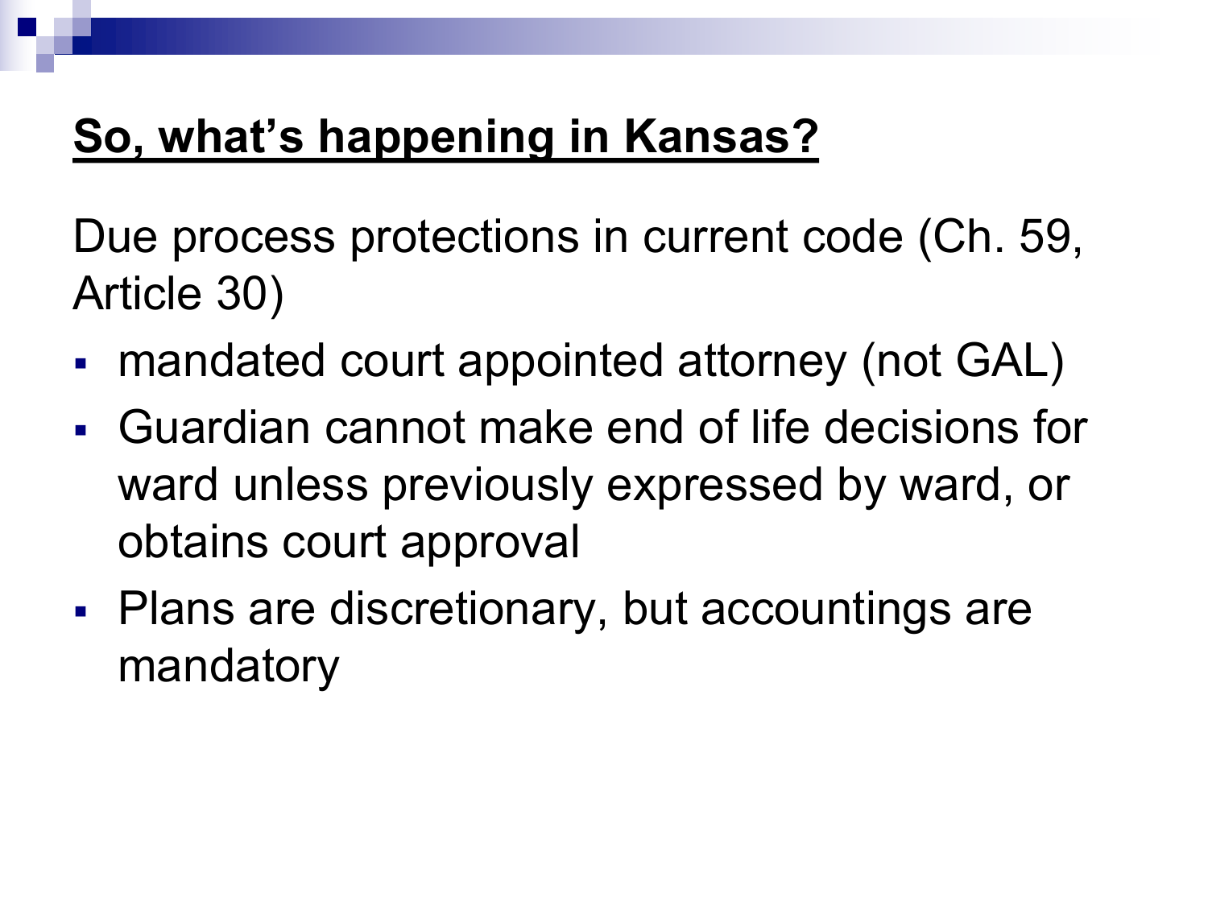## **So, what's happening in Kansas?**

Due process protections in current code (Ch. 59, Article 30)

- mandated court appointed attorney (not GAL)
- Guardian cannot make end of life decisions for ward unless previously expressed by ward, or obtains court approval
- Plans are discretionary, but accountings are mandatory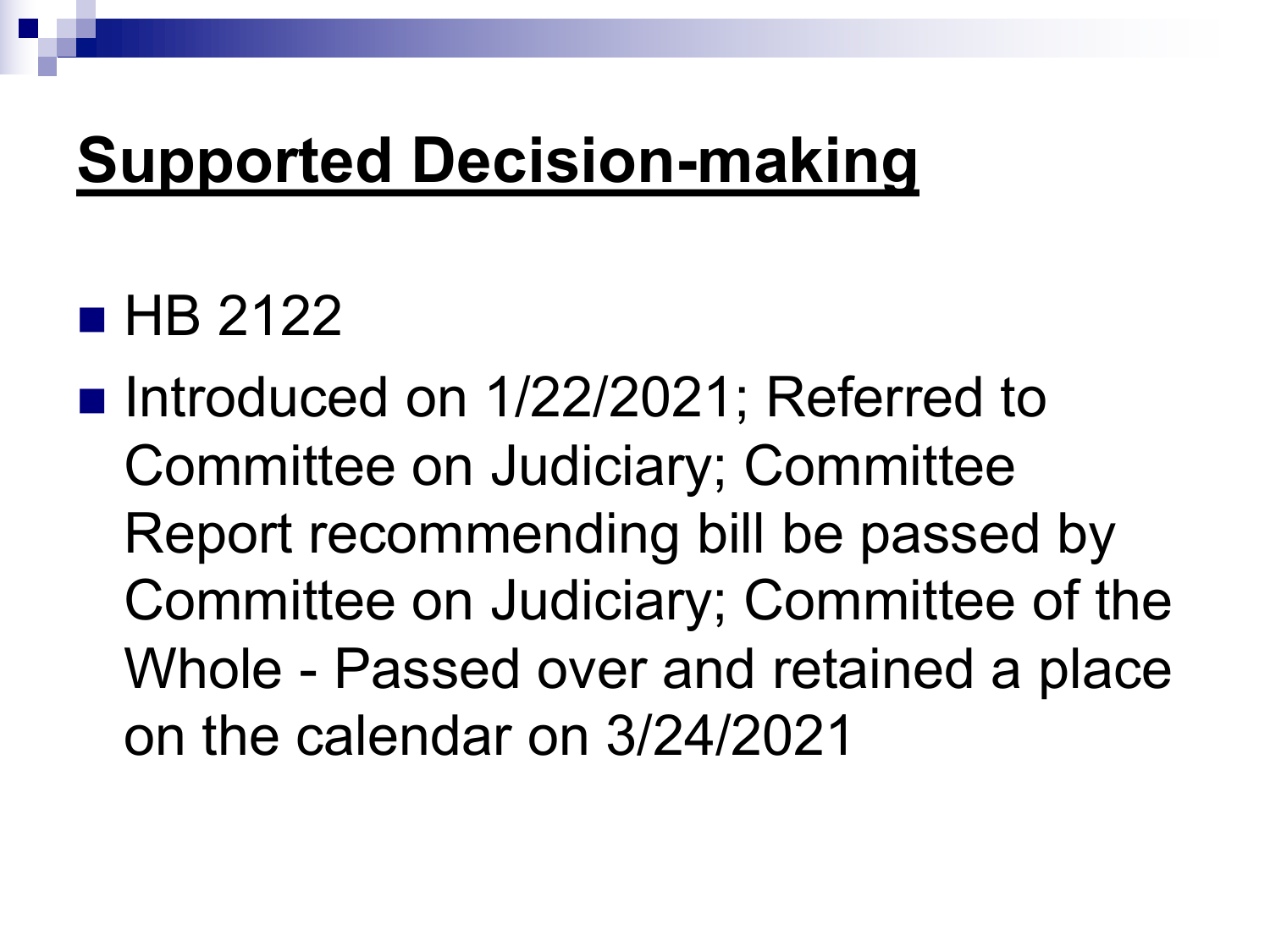# Supported Decision-making

- HB 2122
- Introduced on 1/22/2021; Referred to Committee on Judiciary; Committee Report recommending bill be passed by Committee on Judiciary; Committee of the Whole - Passed over and retained a place on the calendar on 3/24/2021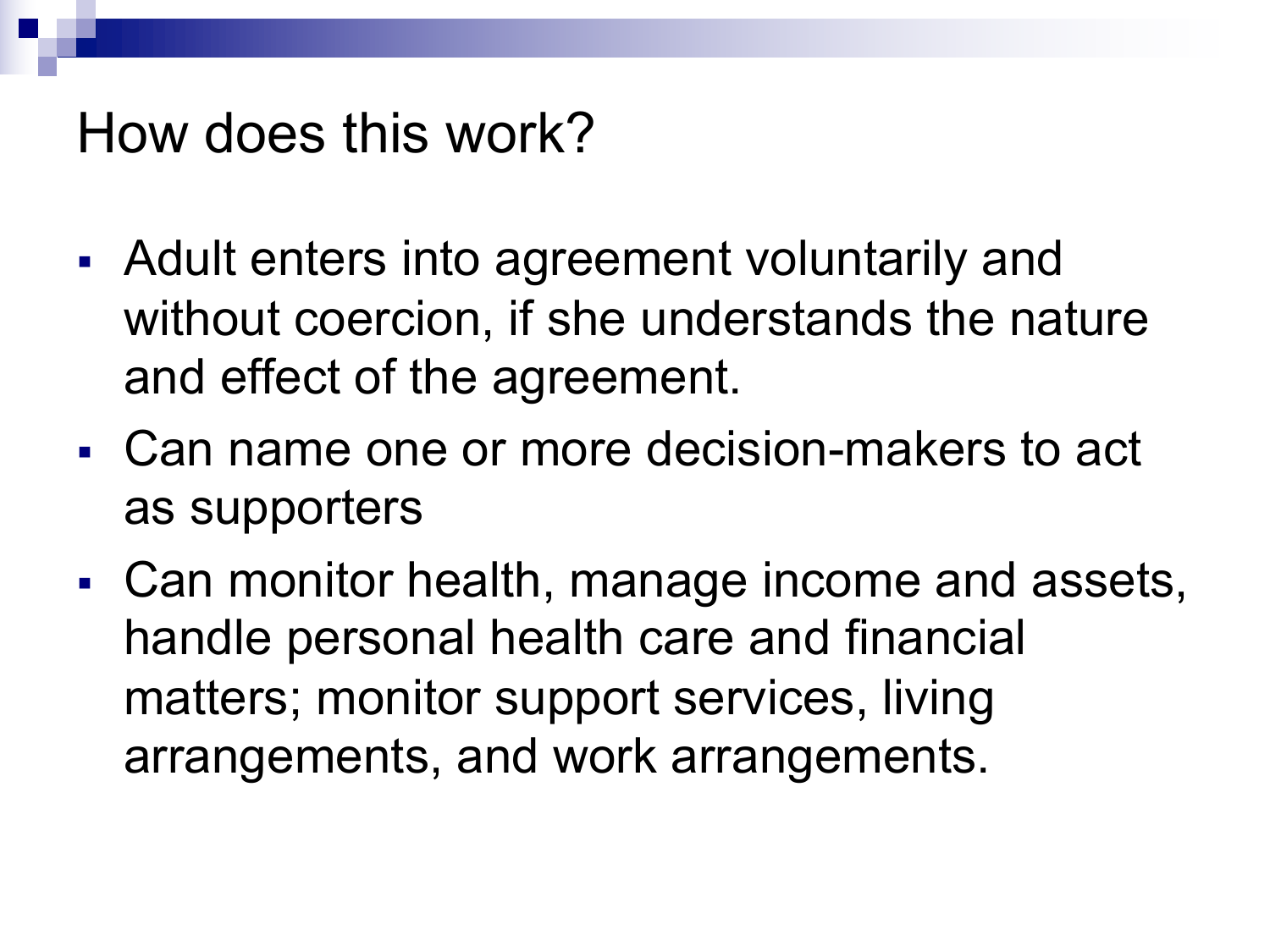# How does this work?

- Adult enters into agreement voluntarily and without coercion, if she understands the nature and effect of the agreement.
- Can name one or more decision-makers to act as supporters
- Can monitor health, manage income and assets, handle personal health care and financial matters; monitor support services, living arrangements, and work arrangements.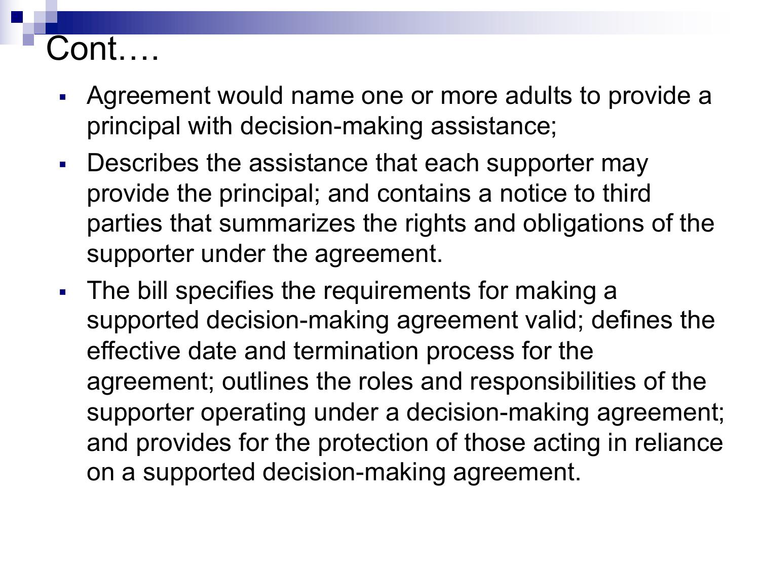# Cont….

- Agreement would name one or more adults to provide a principal with decision-making assistance;
- Describes the assistance that each supporter may provide the principal; and contains a notice to third parties that summarizes the rights and obligations of the supporter under the agreement.
- The bill specifies the requirements for making a supported decision-making agreement valid; defines the effective date and termination process for the agreement; outlines the roles and responsibilities of the supporter operating under a decision-making agreement; and provides for the protection of those acting in reliance on a supported decision-making agreement.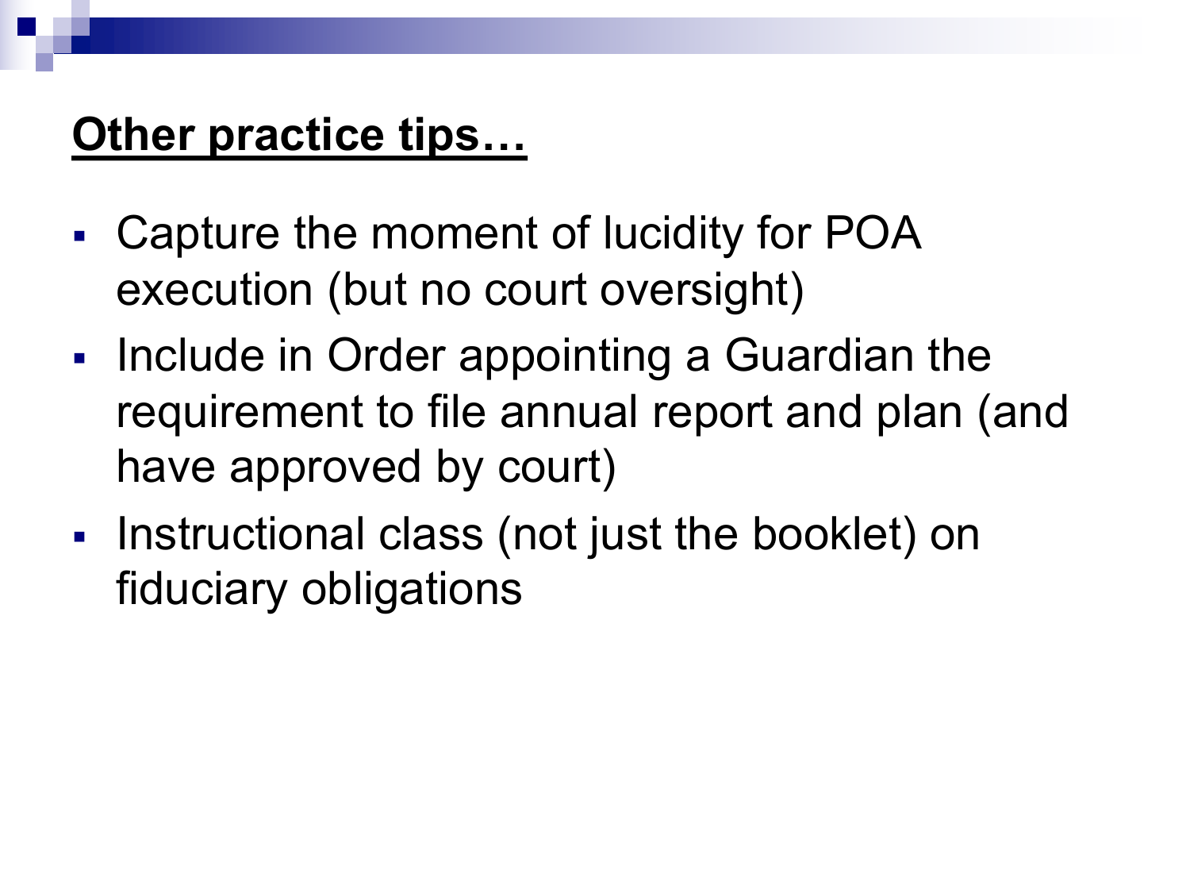## Other practice tips…

- Capture the moment of lucidity for POA execution (but no court oversight)
- Include in Order appointing a Guardian the requirement to file annual report and plan (and have approved by court)
- Instructional class (not just the booklet) on fiduciary obligations